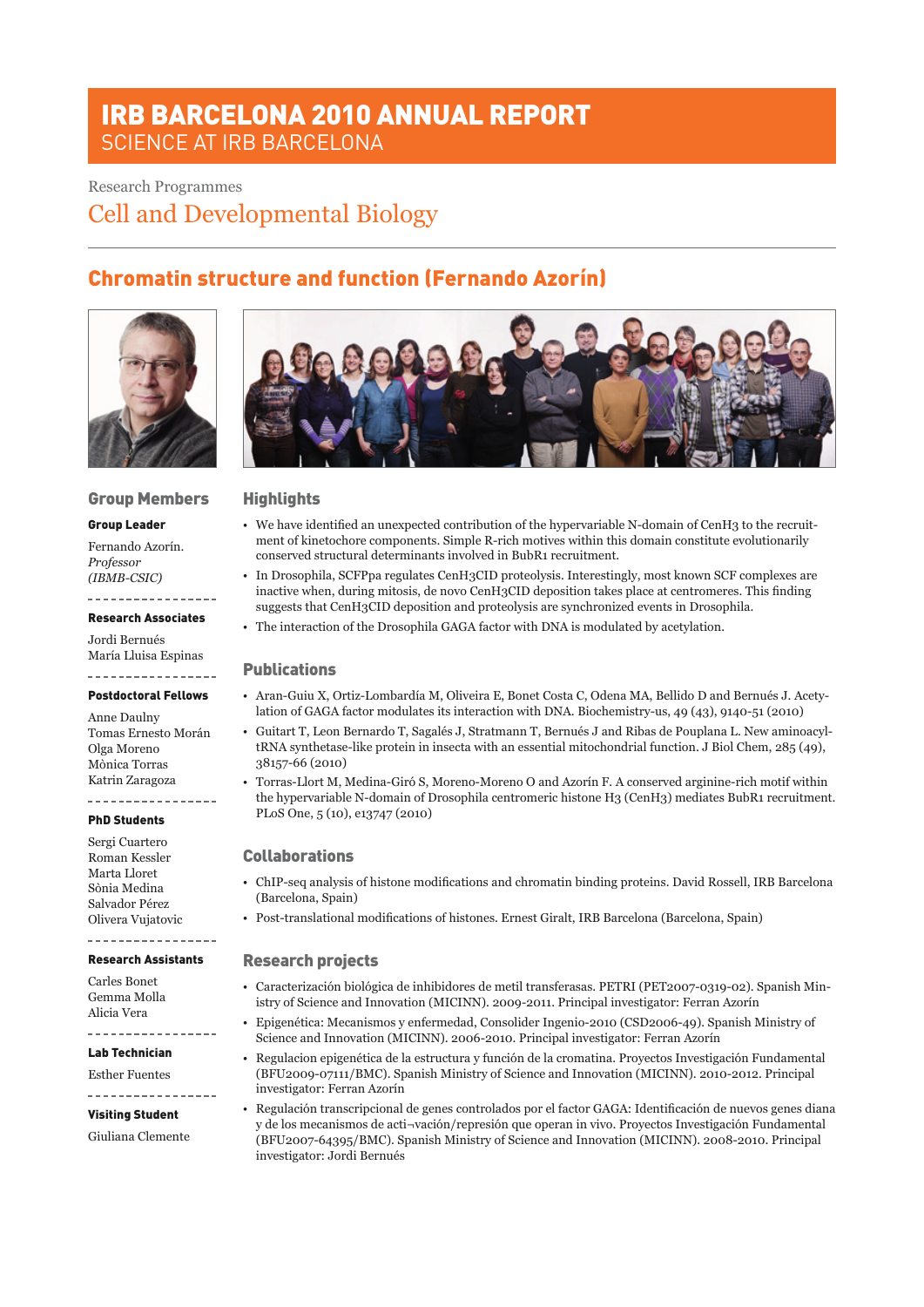# IRB BARCELONA 2010 ANNUAL REPORT
SCIENCE AT IRB BARCELONA

Research Programmes

## Cell and Developmental Biology

## Chromatin structure and function (Fernando Azorín)

### Group Members

**Group Leader**

Fernando Azorín.
*Professor*
*(IBMB-CSIC)*

**Research Associates**

Jordi Bernués
María Lluisa Espinas

**Postdoctoral Fellows**

Anne Daulny
Tomas Ernesto Morán
Olga Moreno
Mònica Torras
Katrin Zaragoza

**PhD Students**

Sergi Cuartero
Roman Kessler
Marta Lloret
Sònia Medina
Salvador Pérez
Olivera Vujatovic

**Research Assistants**

Carles Bonet
Gemma Molla
Alicia Vera

**Lab Technician**

Esther Fuentes

**Visiting Student**

Giuliana Clemente

### Highlights

- We have identified an unexpected contribution of the hypervariable N-domain of CenH3 to the recruitment of kinetochore components. Simple R-rich motives within this domain constitute evolutionarily conserved structural determinants involved in BubR1 recruitment.
- In Drosophila, SCFPpa regulates CenH3CID proteolysis. Interestingly, most known SCF complexes are inactive when, during mitosis, de novo CenH3CID deposition takes place at centromeres. This finding suggests that CenH3CID deposition and proteolysis are synchronized events in Drosophila.
- The interaction of the Drosophila GAGA factor with DNA is modulated by acetylation.

### Publications

- Aran-Guiu X, Ortiz-Lombardía M, Oliveira E, Bonet Costa C, Odena MA, Bellido D and Bernués J. Acetylation of GAGA factor modulates its interaction with DNA. Biochemistry-us, 49 (43), 9140-51 (2010)
- Guitart T, Leon Bernardo T, Sagalés J, Stratmann T, Bernués J and Ribas de Pouplana L. New aminoacyl-tRNA synthetase-like protein in insecta with an essential mitochondrial function. J Biol Chem, 285 (49), 38157-66 (2010)
- Torras-Llort M, Medina-Giró S, Moreno-Moreno O and Azorín F. A conserved arginine-rich motif within the hypervariable N-domain of Drosophila centromeric histone H3 (CenH3) mediates BubR1 recruitment. PLoS One, 5 (10), e13747 (2010)

### Collaborations

- ChIP-seq analysis of histone modifications and chromatin binding proteins. David Rossell, IRB Barcelona (Barcelona, Spain)
- Post-translational modifications of histones. Ernest Giralt, IRB Barcelona (Barcelona, Spain)

### Research projects

- Caracterización biológica de inhibidores de metil transferasas. PETRI (PET2007-0319-02). Spanish Ministry of Science and Innovation (MICINN). 2009-2011. Principal investigator: Ferran Azorín
- Epigenética: Mecanismos y enfermedad, Consolider Ingenio-2010 (CSD2006-49). Spanish Ministry of Science and Innovation (MICINN). 2006-2010. Principal investigator: Ferran Azorín
- Regulacion epigenética de la estructura y función de la cromatina. Proyectos Investigación Fundamental (BFU2009-07111/BMC). Spanish Ministry of Science and Innovation (MICINN). 2010-2012. Principal investigator: Ferran Azorín
- Regulación transcripcional de genes controlados por el factor GAGA: Identificación de nuevos genes diana y de los mecanismos de acti¬vación/represión que operan in vivo. Proyectos Investigación Fundamental (BFU2007-64395/BMC). Spanish Ministry of Science and Innovation (MICINN). 2008-2010. Principal investigator: Jordi Bernués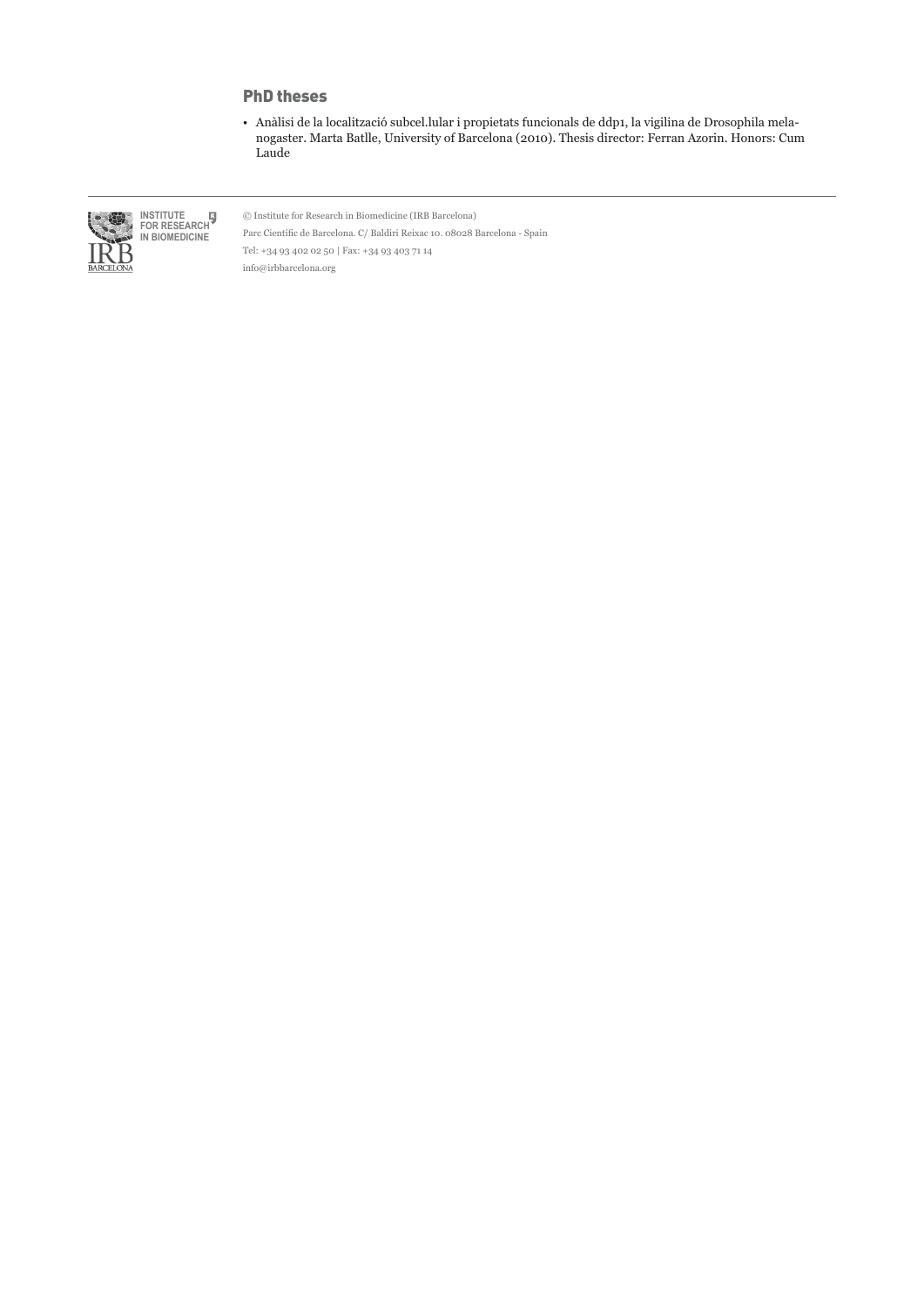## PhD theses

- Anàlisi de la localització subcel.lular i propietats funcionals de ddp1, la vigilina de Drosophila melanogaster. Marta Batlle, University of Barcelona (2010). Thesis director: Ferran Azorin. Honors: Cum Laude

---

INSTITUTE FOR RESEARCH IN BIOMEDICINE

IRB BARCELONA

© Institute for Research in Biomedicine (IRB Barcelona)

Parc Científic de Barcelona. C/ Baldiri Reixac 10. 08028 Barcelona - Spain

Tel: +34 93 402 02 50 | Fax: +34 93 403 71 14

info@irbbarcelona.org